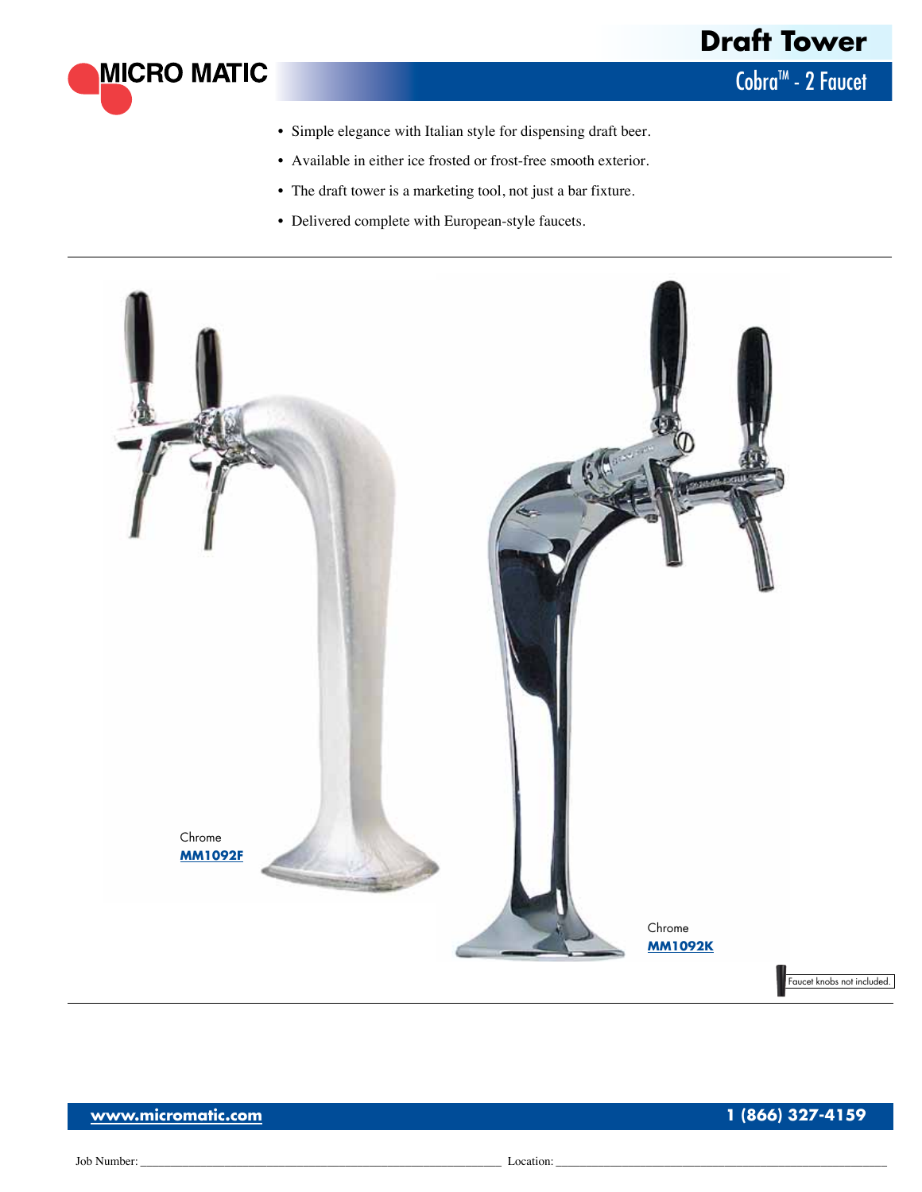MICRO MATIC

# Draft Tower

## Cobra™ - 2 Faucet

- Simple elegance with Italian style for dispensing draft beer.
- Available in either ice frosted or frost-free smooth exterior.
- The draft tower is a marketing tool, not just a bar fixture.
- Delivered complete with European-style faucets.

---

Chrome
**MM1092F**

Chrome
**MM1092K**

Faucet knobs not included.

---

**www.micromatic.com** **1 (866) 327-4159**

Job Number: ______________________________ Location: ______________________________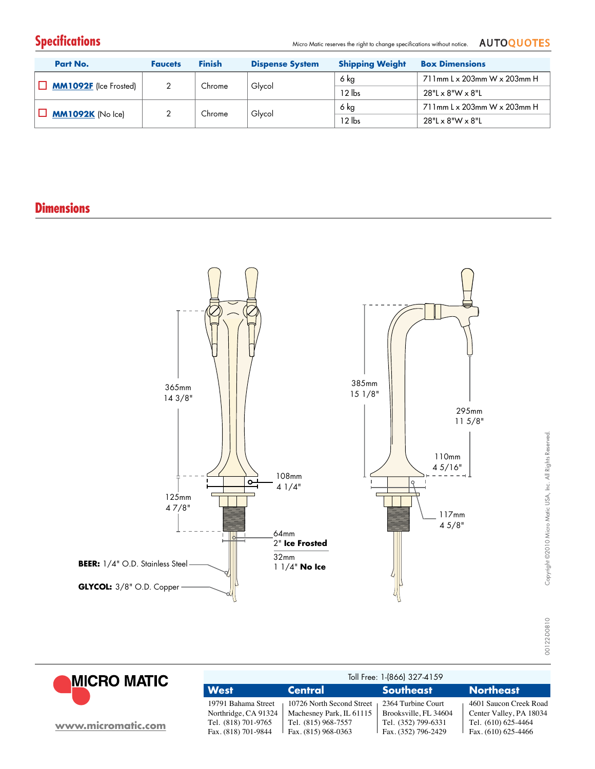## Specifications

Micro Matic reserves the right to change specifications without notice. AUTOQUOTES

| Part No. | Faucets | Finish | Dispense System | Shipping Weight | Box Dimensions |
|---|---|---|---|---|---|
| ☐ **MM1092F** (Ice Frosted) | 2 | Chrome | Glycol | 6 kg | 711mm L x 203mm W x 203mm H |
| | | | | 12 lbs | 28"L x 8"W x 8"L |
| ☐ **MM1092K** (No Ice) | 2 | Chrome | Glycol | 6 kg | 711mm L x 203mm W x 203mm H |
| | | | | 12 lbs | 28"L x 8"W x 8"L |

## Dimensions

365mm
14 3/8"

125mm
4 7/8"

108mm
4 1/4"

64mm
2" **Ice Frosted**

32mm
1 1/4" **No Ice**

**BEER:** 1/4" O.D. Stainless Steel

**GLYCOL:** 3/8" O.D. Copper

385mm
15 1/8"

295mm
11 5/8"

110mm
4 5/16"

117mm
4 5/8"

Copyright ©2010 Micro Matic USA, Inc. All Rights Reserved.

00122-D0810

MICRO MATIC

www.micromatic.com

Toll Free: 1-(866) 327-4159

| West | Central | Southeast | Northeast |
|---|---|---|---|
| 19791 Bahama Street<br>Northridge, CA 91324<br>Tel. (818) 701-9765<br>Fax. (818) 701-9844 | 10726 North Second Street<br>Machesney Park, IL 61115<br>Tel. (815) 968-7557<br>Fax. (815) 968-0363 | 2364 Turbine Court<br>Brooksville, FL 34604<br>Tel. (352) 799-6331<br>Fax. (352) 796-2429 | 4601 Saucon Creek Road<br>Center Valley, PA 18034<br>Tel. (610) 625-4464<br>Fax. (610) 625-4466 |